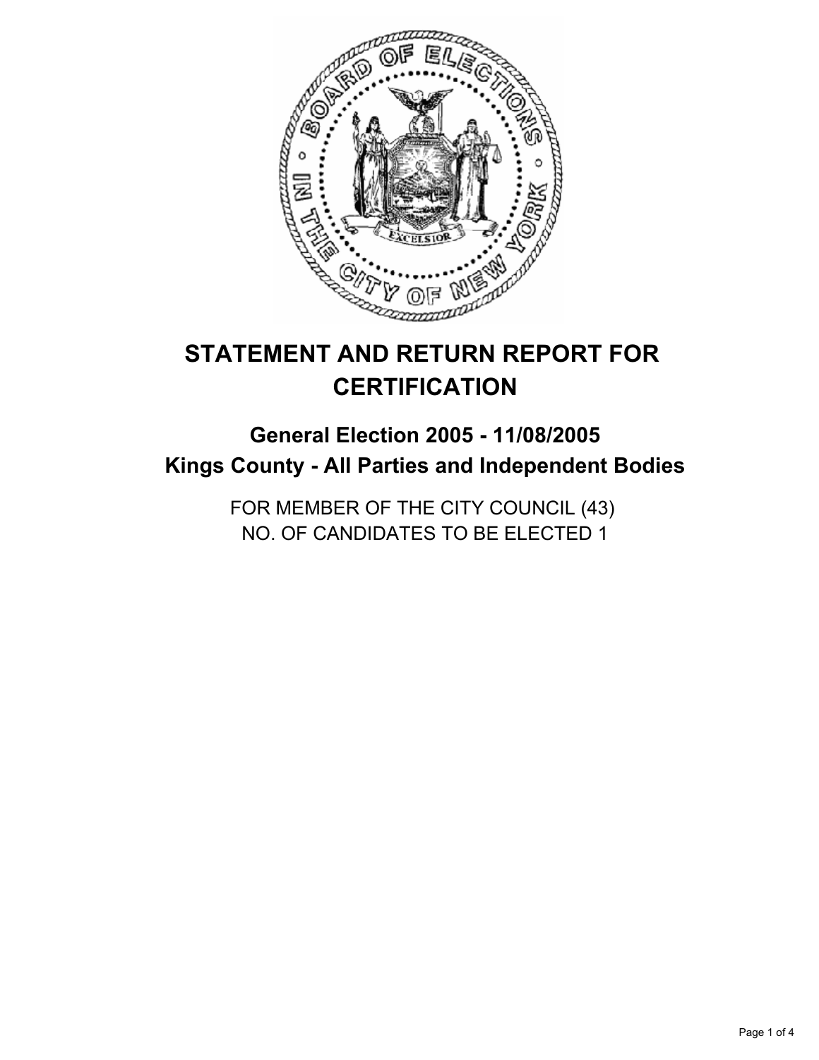# STATEMENT AND RETURN REPORT FOR CERTIFICATION

## General Election 2005 - 11/08/2005
## Kings County - All Parties and Independent Bodies

FOR MEMBER OF THE CITY COUNCIL (43)
NO. OF CANDIDATES TO BE ELECTED 1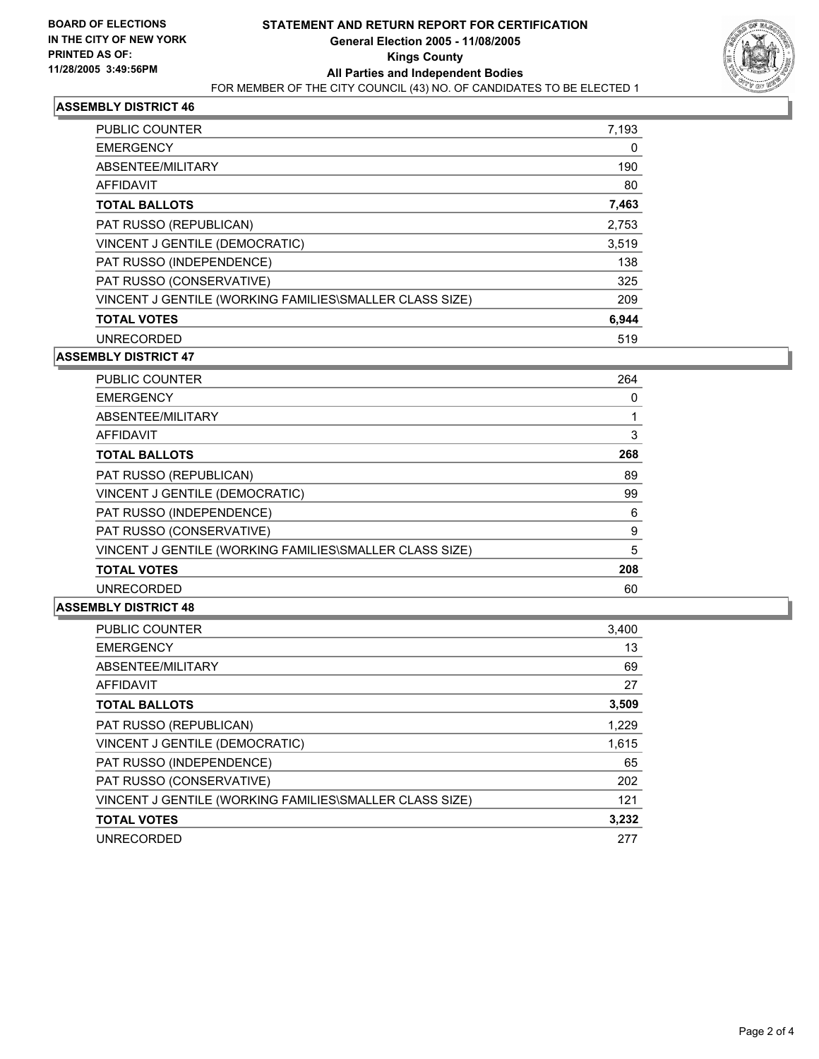BOARD OF ELECTIONS
IN THE CITY OF NEW YORK
PRINTED AS OF:
11/28/2005 3:49:56PM

# STATEMENT AND RETURN REPORT FOR CERTIFICATION
## General Election 2005 - 11/08/2005
## Kings County
## All Parties and Independent Bodies

FOR MEMBER OF THE CITY COUNCIL (43) NO. OF CANDIDATES TO BE ELECTED 1

### ASSEMBLY DISTRICT 46

| | |
|---|---|
| PUBLIC COUNTER | 7,193 |
| EMERGENCY | 0 |
| ABSENTEE/MILITARY | 190 |
| AFFIDAVIT | 80 |
| **TOTAL BALLOTS** | **7,463** |
| PAT RUSSO (REPUBLICAN) | 2,753 |
| VINCENT J GENTILE (DEMOCRATIC) | 3,519 |
| PAT RUSSO (INDEPENDENCE) | 138 |
| PAT RUSSO (CONSERVATIVE) | 325 |
| VINCENT J GENTILE (WORKING FAMILIES\SMALLER CLASS SIZE) | 209 |
| **TOTAL VOTES** | **6,944** |
| UNRECORDED | 519 |

### ASSEMBLY DISTRICT 47

| | |
|---|---|
| PUBLIC COUNTER | 264 |
| EMERGENCY | 0 |
| ABSENTEE/MILITARY | 1 |
| AFFIDAVIT | 3 |
| **TOTAL BALLOTS** | **268** |
| PAT RUSSO (REPUBLICAN) | 89 |
| VINCENT J GENTILE (DEMOCRATIC) | 99 |
| PAT RUSSO (INDEPENDENCE) | 6 |
| PAT RUSSO (CONSERVATIVE) | 9 |
| VINCENT J GENTILE (WORKING FAMILIES\SMALLER CLASS SIZE) | 5 |
| **TOTAL VOTES** | **208** |
| UNRECORDED | 60 |

### ASSEMBLY DISTRICT 48

| | |
|---|---|
| PUBLIC COUNTER | 3,400 |
| EMERGENCY | 13 |
| ABSENTEE/MILITARY | 69 |
| AFFIDAVIT | 27 |
| **TOTAL BALLOTS** | **3,509** |
| PAT RUSSO (REPUBLICAN) | 1,229 |
| VINCENT J GENTILE (DEMOCRATIC) | 1,615 |
| PAT RUSSO (INDEPENDENCE) | 65 |
| PAT RUSSO (CONSERVATIVE) | 202 |
| VINCENT J GENTILE (WORKING FAMILIES\SMALLER CLASS SIZE) | 121 |
| **TOTAL VOTES** | **3,232** |
| UNRECORDED | 277 |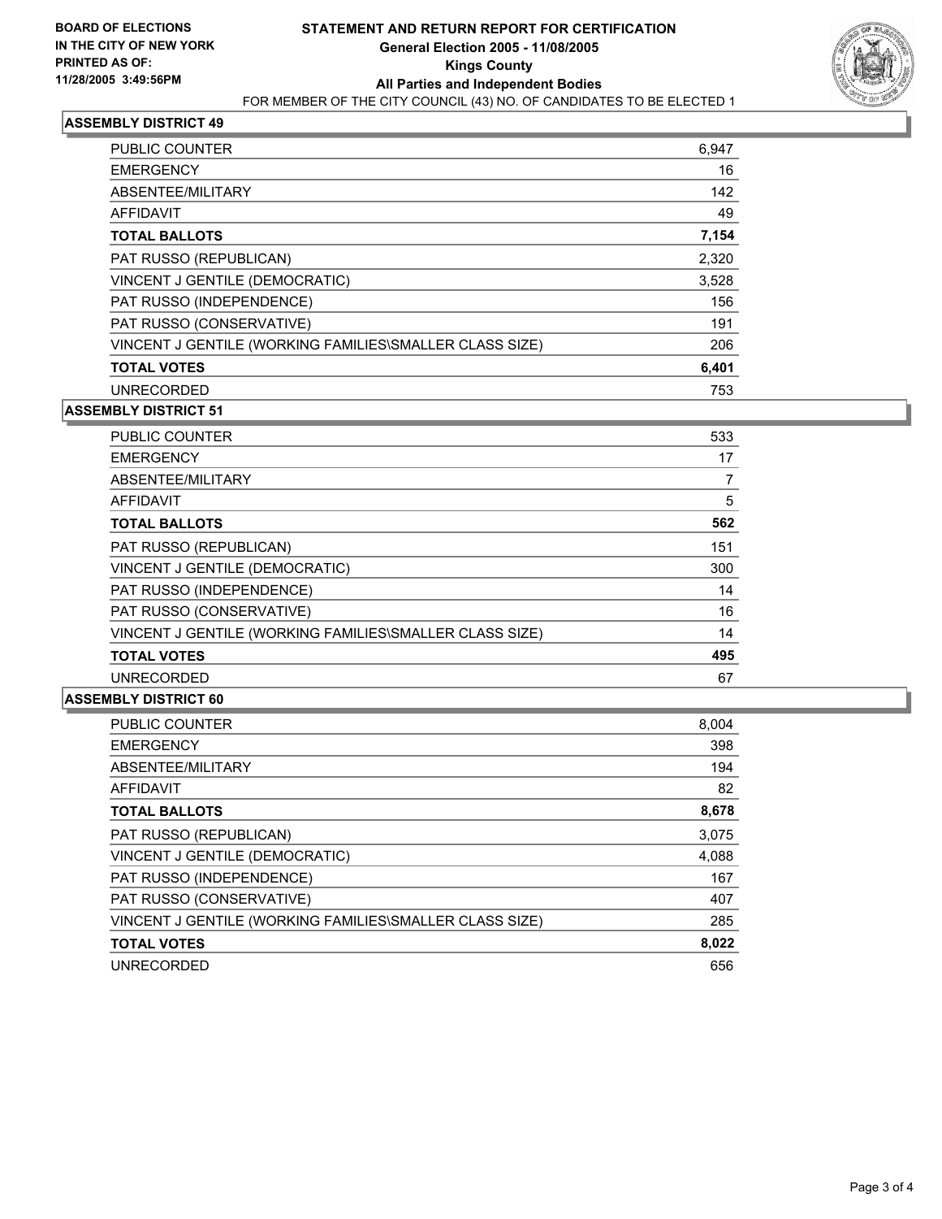**BOARD OF ELECTIONS IN THE CITY OF NEW YORK PRINTED AS OF: 11/28/2005 3:49:56PM**

# STATEMENT AND RETURN REPORT FOR CERTIFICATION
## General Election 2005 - 11/08/2005
## Kings County
## All Parties and Independent Bodies
FOR MEMBER OF THE CITY COUNCIL (43) NO. OF CANDIDATES TO BE ELECTED 1

### ASSEMBLY DISTRICT 49

| | |
|---|---|
| PUBLIC COUNTER | 6,947 |
| EMERGENCY | 16 |
| ABSENTEE/MILITARY | 142 |
| AFFIDAVIT | 49 |
| **TOTAL BALLOTS** | **7,154** |
| PAT RUSSO (REPUBLICAN) | 2,320 |
| VINCENT J GENTILE (DEMOCRATIC) | 3,528 |
| PAT RUSSO (INDEPENDENCE) | 156 |
| PAT RUSSO (CONSERVATIVE) | 191 |
| VINCENT J GENTILE (WORKING FAMILIES\SMALLER CLASS SIZE) | 206 |
| **TOTAL VOTES** | **6,401** |
| UNRECORDED | 753 |

### ASSEMBLY DISTRICT 51

| | |
|---|---|
| PUBLIC COUNTER | 533 |
| EMERGENCY | 17 |
| ABSENTEE/MILITARY | 7 |
| AFFIDAVIT | 5 |
| **TOTAL BALLOTS** | **562** |
| PAT RUSSO (REPUBLICAN) | 151 |
| VINCENT J GENTILE (DEMOCRATIC) | 300 |
| PAT RUSSO (INDEPENDENCE) | 14 |
| PAT RUSSO (CONSERVATIVE) | 16 |
| VINCENT J GENTILE (WORKING FAMILIES\SMALLER CLASS SIZE) | 14 |
| **TOTAL VOTES** | **495** |
| UNRECORDED | 67 |

### ASSEMBLY DISTRICT 60

| | |
|---|---|
| PUBLIC COUNTER | 8,004 |
| EMERGENCY | 398 |
| ABSENTEE/MILITARY | 194 |
| AFFIDAVIT | 82 |
| **TOTAL BALLOTS** | **8,678** |
| PAT RUSSO (REPUBLICAN) | 3,075 |
| VINCENT J GENTILE (DEMOCRATIC) | 4,088 |
| PAT RUSSO (INDEPENDENCE) | 167 |
| PAT RUSSO (CONSERVATIVE) | 407 |
| VINCENT J GENTILE (WORKING FAMILIES\SMALLER CLASS SIZE) | 285 |
| **TOTAL VOTES** | **8,022** |
| UNRECORDED | 656 |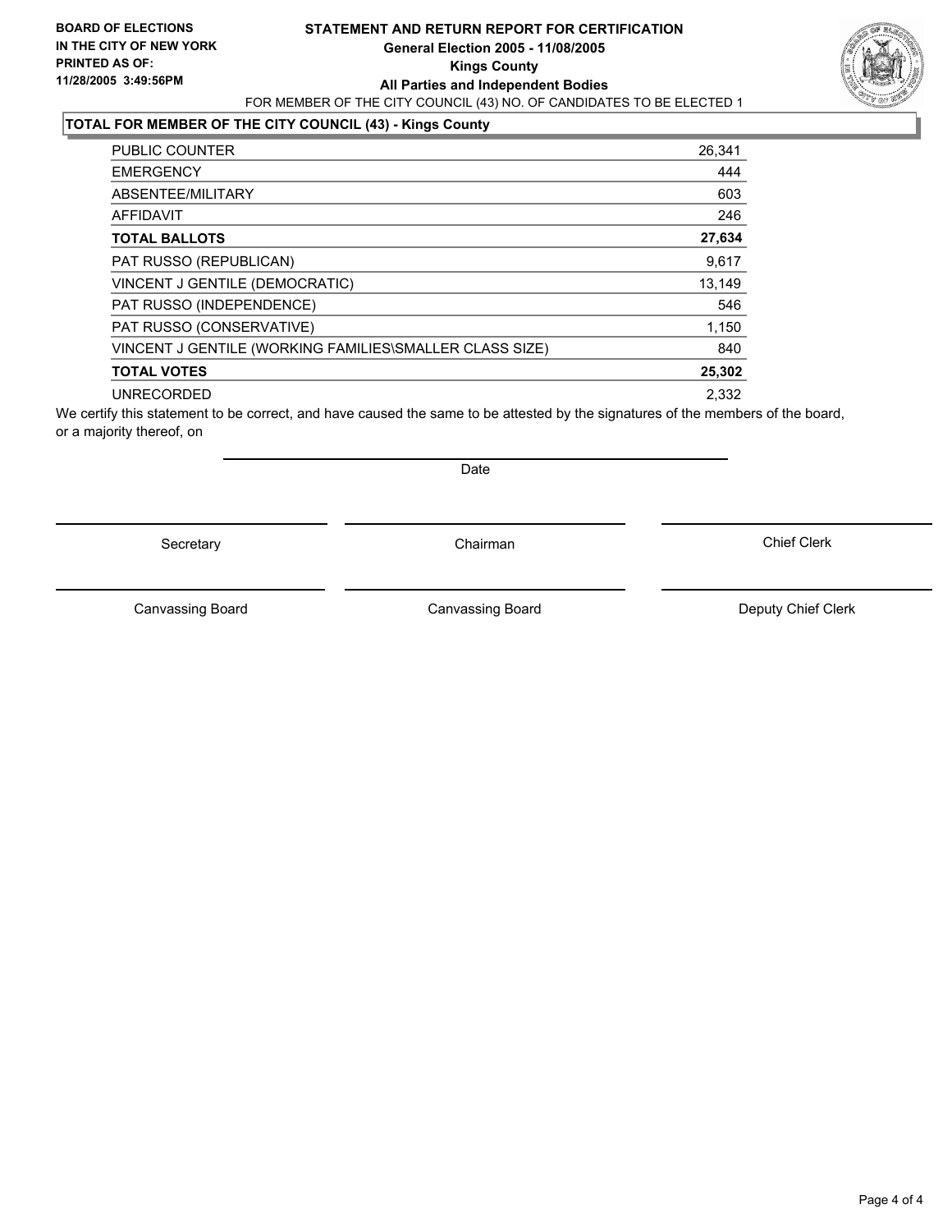**BOARD OF ELECTIONS**
**IN THE CITY OF NEW YORK**
**PRINTED AS OF:**
**11/28/2005 3:49:56PM**

# STATEMENT AND RETURN REPORT FOR CERTIFICATION

**General Election 2005 - 11/08/2005**
**Kings County**
**All Parties and Independent Bodies**

FOR MEMBER OF THE CITY COUNCIL (43) NO. OF CANDIDATES TO BE ELECTED 1

## TOTAL FOR MEMBER OF THE CITY COUNCIL (43) - Kings County

| | |
|---|---|
| PUBLIC COUNTER | 26,341 |
| EMERGENCY | 444 |
| ABSENTEE/MILITARY | 603 |
| AFFIDAVIT | 246 |
| **TOTAL BALLOTS** | **27,634** |
| PAT RUSSO (REPUBLICAN) | 9,617 |
| VINCENT J GENTILE (DEMOCRATIC) | 13,149 |
| PAT RUSSO (INDEPENDENCE) | 546 |
| PAT RUSSO (CONSERVATIVE) | 1,150 |
| VINCENT J GENTILE (WORKING FAMILIES\SMALLER CLASS SIZE) | 840 |
| **TOTAL VOTES** | **25,302** |
| UNRECORDED | 2,332 |

We certify this statement to be correct, and have caused the same to be attested by the signatures of the members of the board, or a majority thereof, on

Date

Secretary

Chairman

Chief Clerk

Canvassing Board

Canvassing Board

Deputy Chief Clerk